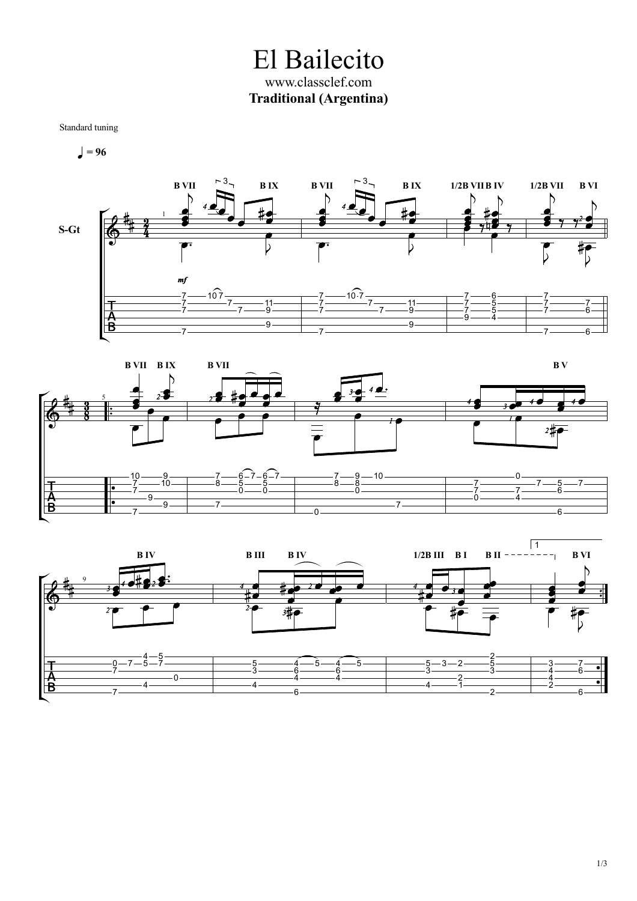# El Bailecito

www.classclef.com

**Traditional (Argentina)**

Standard tuning

♩ = 96